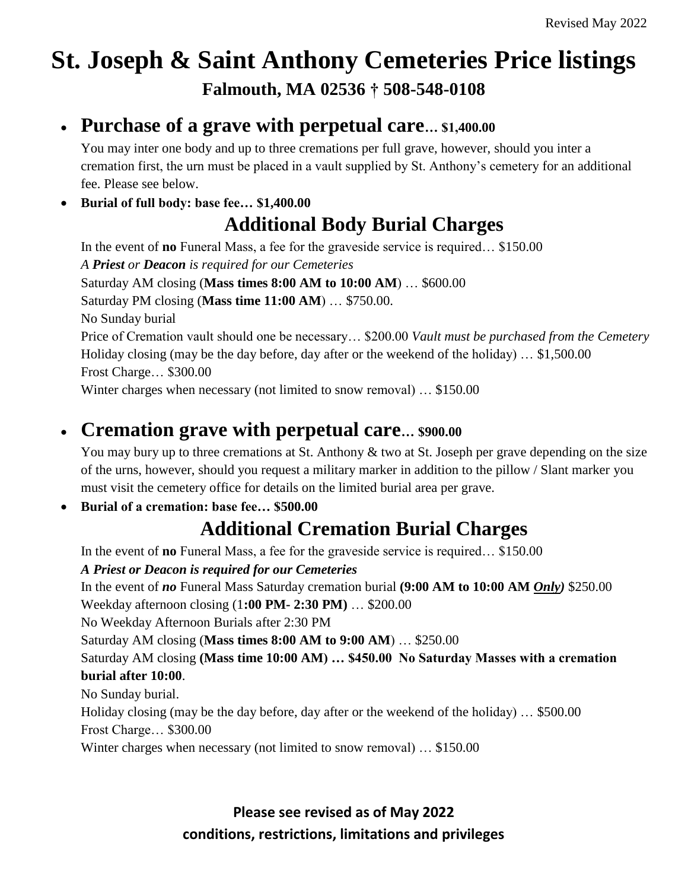Revised May 2022

# St. Joseph & Saint Anthony Cemeteries Price listings

**Falmouth, MA 02536 † 508-548-0108**

- ## Purchase of a grave with perpetual care… $1,400.00

  You may inter one body and up to three cremations per full grave, however, should you inter a cremation first, the urn must be placed in a vault supplied by St. Anthony's cemetery for an additional fee. Please see below.

- **Burial of full body: base fee… $1,400.00**

## Additional Body Burial Charges

In the event of **no** Funeral Mass, a fee for the graveside service is required… $150.00

*A **Priest** or **Deacon** is required for our Cemeteries*

Saturday AM closing (**Mass times 8:00 AM to 10:00 AM**) … $600.00

Saturday PM closing (**Mass time 11:00 AM**) … $750.00.

No Sunday burial

Price of Cremation vault should one be necessary… $200.00 *Vault must be purchased from the Cemetery*

Holiday closing (may be the day before, day after or the weekend of the holiday) … $1,500.00

Frost Charge… $300.00

Winter charges when necessary (not limited to snow removal) … $150.00

- ## Cremation grave with perpetual care… $900.00

  You may bury up to three cremations at St. Anthony & two at St. Joseph per grave depending on the size of the urns, however, should you request a military marker in addition to the pillow / Slant marker you must visit the cemetery office for details on the limited burial area per grave.

- **Burial of a cremation: base fee… $500.00**

## Additional Cremation Burial Charges

In the event of **no** Funeral Mass, a fee for the graveside service is required… $150.00

***A Priest or Deacon is required for our Cemeteries***

In the event of ***no*** Funeral Mass Saturday cremation burial **(9:00 AM to 10:00 AM *Only*)** $250.00

Weekday afternoon closing (1**:00 PM- 2:30 PM)** … $200.00

No Weekday Afternoon Burials after 2:30 PM

Saturday AM closing (**Mass times 8:00 AM to 9:00 AM**) … $250.00

Saturday AM closing **(Mass time 10:00 AM) … $450.00 No Saturday Masses with a cremation burial after 10:00**.

No Sunday burial.

Holiday closing (may be the day before, day after or the weekend of the holiday) … $500.00

Frost Charge… $300.00

Winter charges when necessary (not limited to snow removal) … $150.00

**Please see revised as of May 2022**

**conditions, restrictions, limitations and privileges**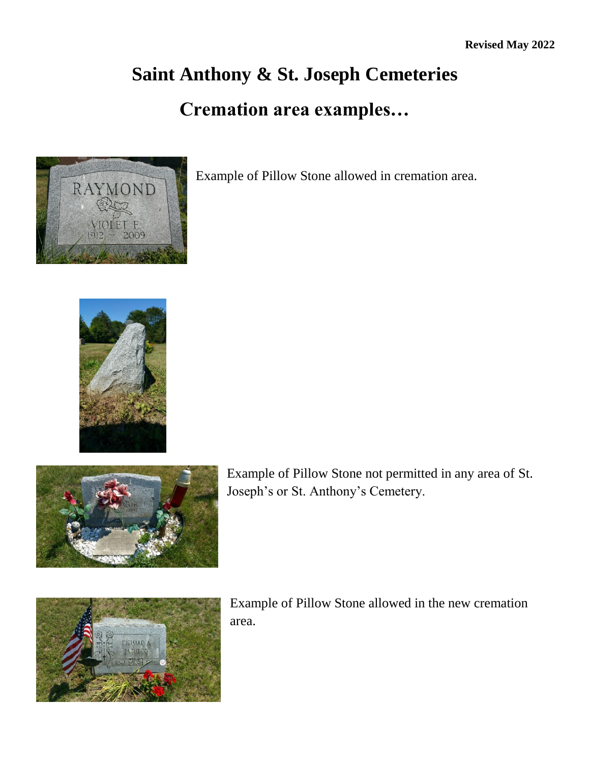Revised May 2022

# Saint Anthony & St. Joseph Cemeteries

## Cremation area examples…

Example of Pillow Stone allowed in cremation area.

Example of Pillow Stone not permitted in any area of St. Joseph's or St. Anthony's Cemetery.

Example of Pillow Stone allowed in the new cremation area.